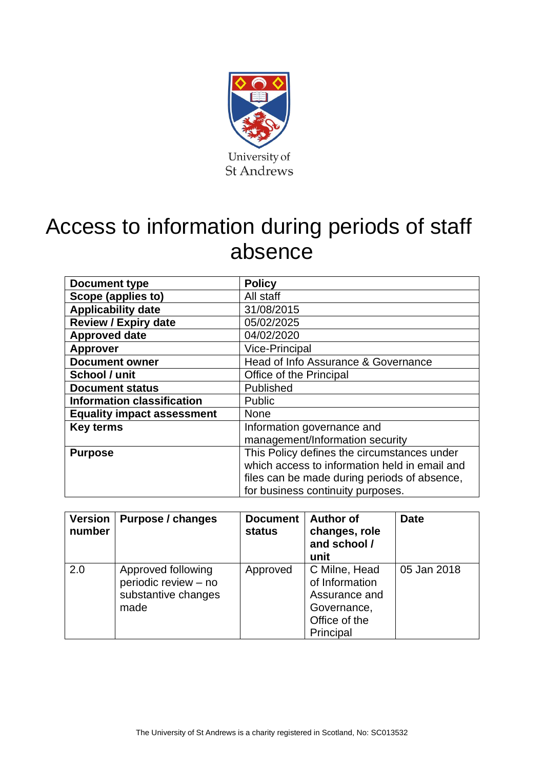University of St Andrews

# Access to information during periods of staff absence

| Document type | Policy |
|---|---|
| Scope (applies to) | All staff |
| Applicability date | 31/08/2015 |
| Review / Expiry date | 05/02/2025 |
| Approved date | 04/02/2020 |
| Approver | Vice-Principal |
| Document owner | Head of Info Assurance & Governance |
| School / unit | Office of the Principal |
| Document status | Published |
| Information classification | Public |
| Equality impact assessment | None |
| Key terms | Information governance and management/Information security |
| Purpose | This Policy defines the circumstances under which access to information held in email and files can be made during periods of absence, for business continuity purposes. |

| Version number | Purpose / changes | Document status | Author of changes, role and school / unit | Date |
|---|---|---|---|---|
| 2.0 | Approved following periodic review – no substantive changes made | Approved | C Milne, Head of Information Assurance and Governance, Office of the Principal | 05 Jan 2018 |

The University of St Andrews is a charity registered in Scotland, No: SC013532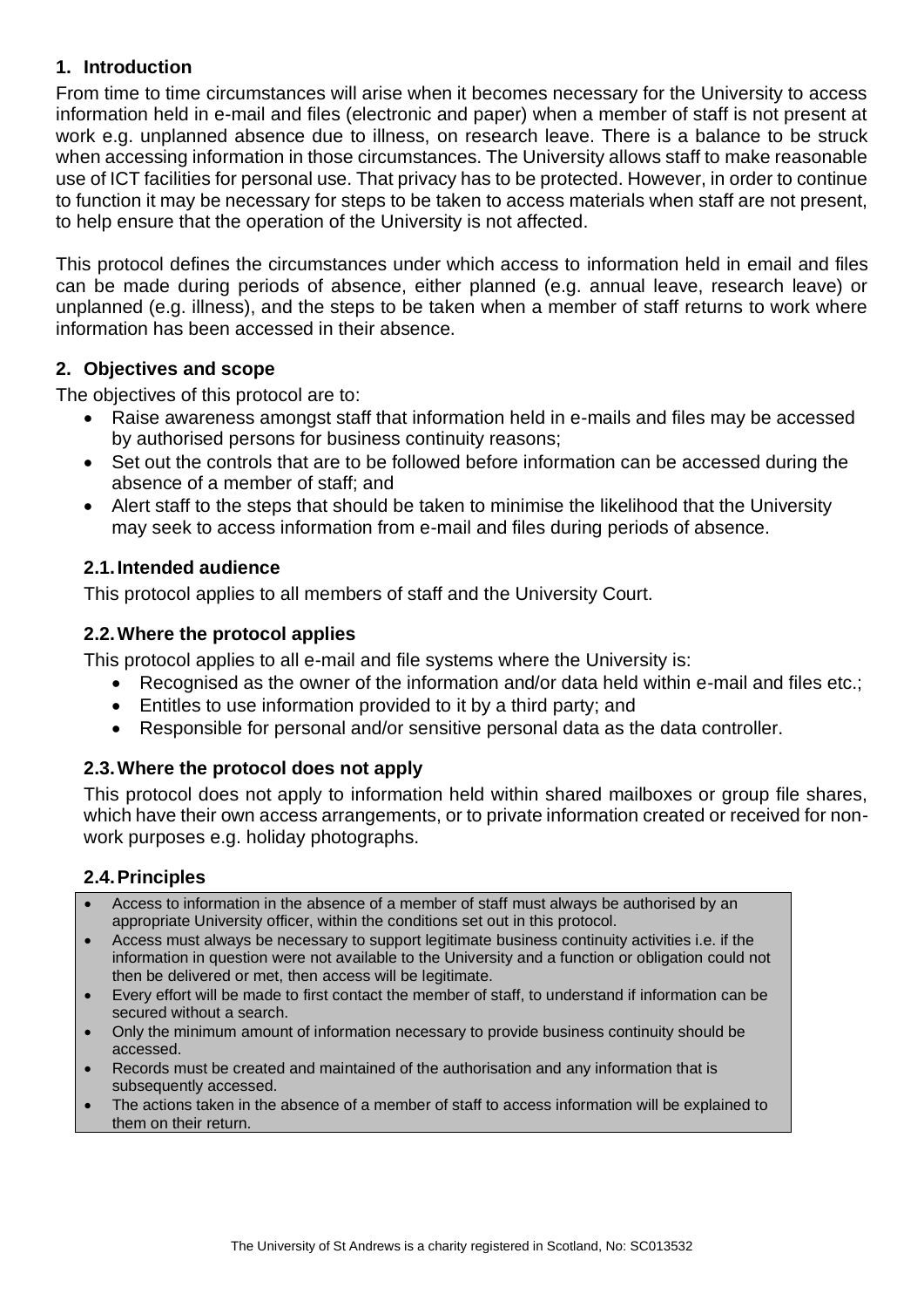## 1. Introduction

From time to time circumstances will arise when it becomes necessary for the University to access information held in e-mail and files (electronic and paper) when a member of staff is not present at work e.g. unplanned absence due to illness, on research leave. There is a balance to be struck when accessing information in those circumstances. The University allows staff to make reasonable use of ICT facilities for personal use. That privacy has to be protected. However, in order to continue to function it may be necessary for steps to be taken to access materials when staff are not present, to help ensure that the operation of the University is not affected.

This protocol defines the circumstances under which access to information held in email and files can be made during periods of absence, either planned (e.g. annual leave, research leave) or unplanned (e.g. illness), and the steps to be taken when a member of staff returns to work where information has been accessed in their absence.

## 2. Objectives and scope

The objectives of this protocol are to:

- Raise awareness amongst staff that information held in e-mails and files may be accessed by authorised persons for business continuity reasons;
- Set out the controls that are to be followed before information can be accessed during the absence of a member of staff; and
- Alert staff to the steps that should be taken to minimise the likelihood that the University may seek to access information from e-mail and files during periods of absence.

### 2.1. Intended audience

This protocol applies to all members of staff and the University Court.

### 2.2. Where the protocol applies

This protocol applies to all e-mail and file systems where the University is:

- Recognised as the owner of the information and/or data held within e-mail and files etc.;
- Entitles to use information provided to it by a third party; and
- Responsible for personal and/or sensitive personal data as the data controller.

### 2.3. Where the protocol does not apply

This protocol does not apply to information held within shared mailboxes or group file shares, which have their own access arrangements, or to private information created or received for non-work purposes e.g. holiday photographs.

### 2.4. Principles

- Access to information in the absence of a member of staff must always be authorised by an appropriate University officer, within the conditions set out in this protocol.
- Access must always be necessary to support legitimate business continuity activities i.e. if the information in question were not available to the University and a function or obligation could not then be delivered or met, then access will be legitimate.
- Every effort will be made to first contact the member of staff, to understand if information can be secured without a search.
- Only the minimum amount of information necessary to provide business continuity should be accessed.
- Records must be created and maintained of the authorisation and any information that is subsequently accessed.
- The actions taken in the absence of a member of staff to access information will be explained to them on their return.

The University of St Andrews is a charity registered in Scotland, No: SC013532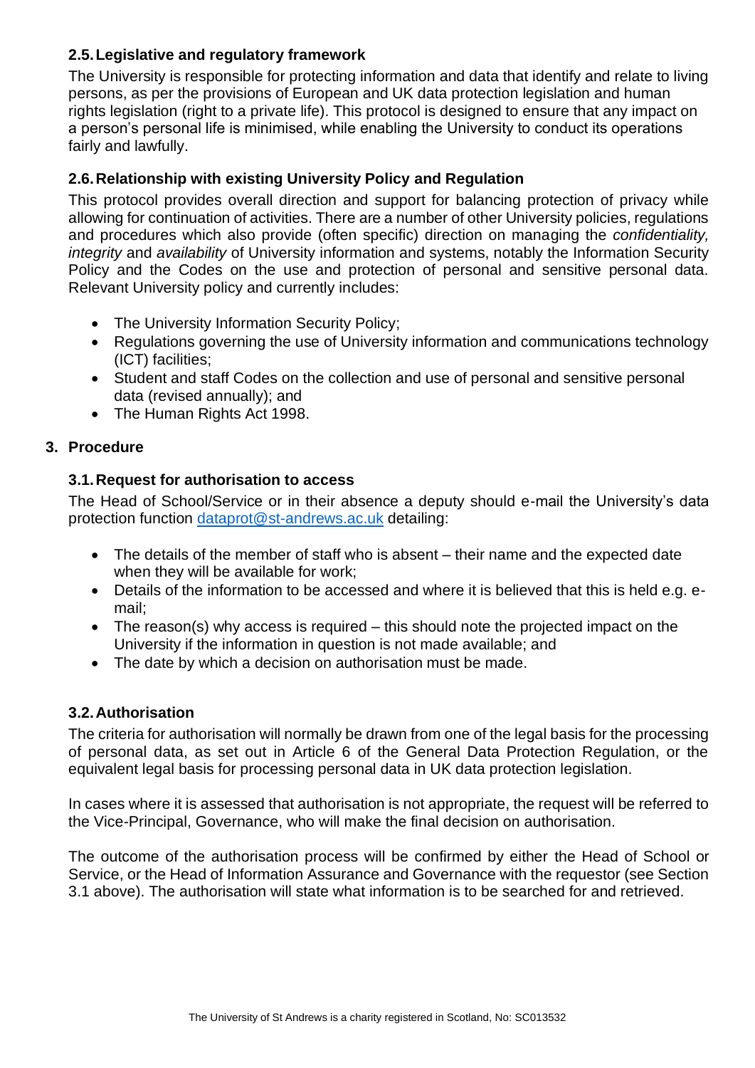### 2.5. Legislative and regulatory framework

The University is responsible for protecting information and data that identify and relate to living persons, as per the provisions of European and UK data protection legislation and human rights legislation (right to a private life). This protocol is designed to ensure that any impact on a person's personal life is minimised, while enabling the University to conduct its operations fairly and lawfully.

### 2.6. Relationship with existing University Policy and Regulation

This protocol provides overall direction and support for balancing protection of privacy while allowing for continuation of activities. There are a number of other University policies, regulations and procedures which also provide (often specific) direction on managing the *confidentiality, integrity* and *availability* of University information and systems, notably the Information Security Policy and the Codes on the use and protection of personal and sensitive personal data. Relevant University policy and currently includes:

- The University Information Security Policy;
- Regulations governing the use of University information and communications technology (ICT) facilities;
- Student and staff Codes on the collection and use of personal and sensitive personal data (revised annually); and
- The Human Rights Act 1998.

## 3. Procedure

### 3.1. Request for authorisation to access

The Head of School/Service or in their absence a deputy should e-mail the University's data protection function dataprot@st-andrews.ac.uk detailing:

- The details of the member of staff who is absent – their name and the expected date when they will be available for work;
- Details of the information to be accessed and where it is believed that this is held e.g. e-mail;
- The reason(s) why access is required – this should note the projected impact on the University if the information in question is not made available; and
- The date by which a decision on authorisation must be made.

### 3.2. Authorisation

The criteria for authorisation will normally be drawn from one of the legal basis for the processing of personal data, as set out in Article 6 of the General Data Protection Regulation, or the equivalent legal basis for processing personal data in UK data protection legislation.

In cases where it is assessed that authorisation is not appropriate, the request will be referred to the Vice-Principal, Governance, who will make the final decision on authorisation.

The outcome of the authorisation process will be confirmed by either the Head of School or Service, or the Head of Information Assurance and Governance with the requestor (see Section 3.1 above). The authorisation will state what information is to be searched for and retrieved.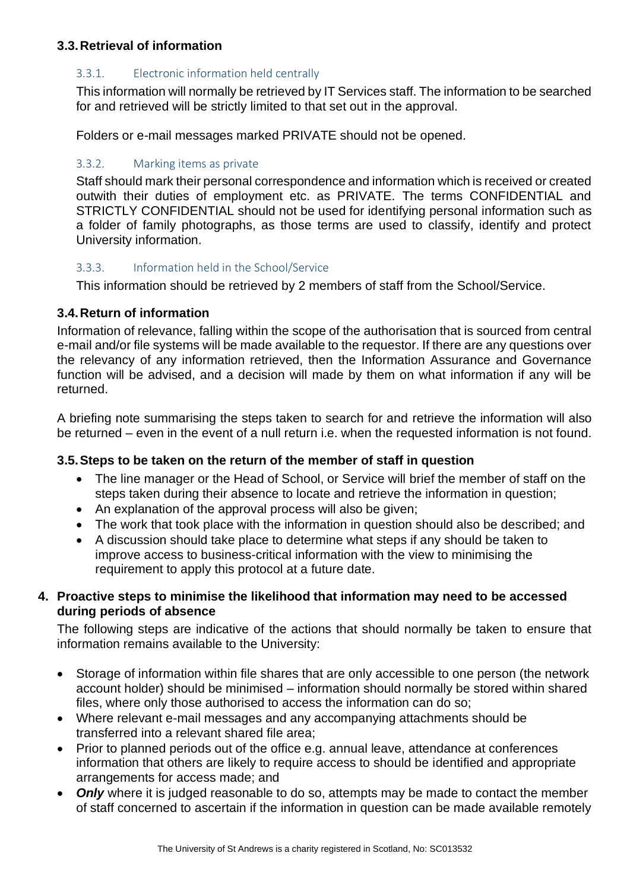### 3.3. Retrieval of information

#### 3.3.1. Electronic information held centrally

This information will normally be retrieved by IT Services staff. The information to be searched for and retrieved will be strictly limited to that set out in the approval.

Folders or e-mail messages marked PRIVATE should not be opened.

#### 3.3.2. Marking items as private

Staff should mark their personal correspondence and information which is received or created outwith their duties of employment etc. as PRIVATE. The terms CONFIDENTIAL and STRICTLY CONFIDENTIAL should not be used for identifying personal information such as a folder of family photographs, as those terms are used to classify, identify and protect University information.

#### 3.3.3. Information held in the School/Service

This information should be retrieved by 2 members of staff from the School/Service.

### 3.4. Return of information

Information of relevance, falling within the scope of the authorisation that is sourced from central e-mail and/or file systems will be made available to the requestor. If there are any questions over the relevancy of any information retrieved, then the Information Assurance and Governance function will be advised, and a decision will made by them on what information if any will be returned.

A briefing note summarising the steps taken to search for and retrieve the information will also be returned – even in the event of a null return i.e. when the requested information is not found.

### 3.5. Steps to be taken on the return of the member of staff in question

- The line manager or the Head of School, or Service will brief the member of staff on the steps taken during their absence to locate and retrieve the information in question;
- An explanation of the approval process will also be given;
- The work that took place with the information in question should also be described; and
- A discussion should take place to determine what steps if any should be taken to improve access to business-critical information with the view to minimising the requirement to apply this protocol at a future date.

## 4. Proactive steps to minimise the likelihood that information may need to be accessed during periods of absence

The following steps are indicative of the actions that should normally be taken to ensure that information remains available to the University:

- Storage of information within file shares that are only accessible to one person (the network account holder) should be minimised – information should normally be stored within shared files, where only those authorised to access the information can do so;
- Where relevant e-mail messages and any accompanying attachments should be transferred into a relevant shared file area;
- Prior to planned periods out of the office e.g. annual leave, attendance at conferences information that others are likely to require access to should be identified and appropriate arrangements for access made; and
- ***Only*** where it is judged reasonable to do so, attempts may be made to contact the member of staff concerned to ascertain if the information in question can be made available remotely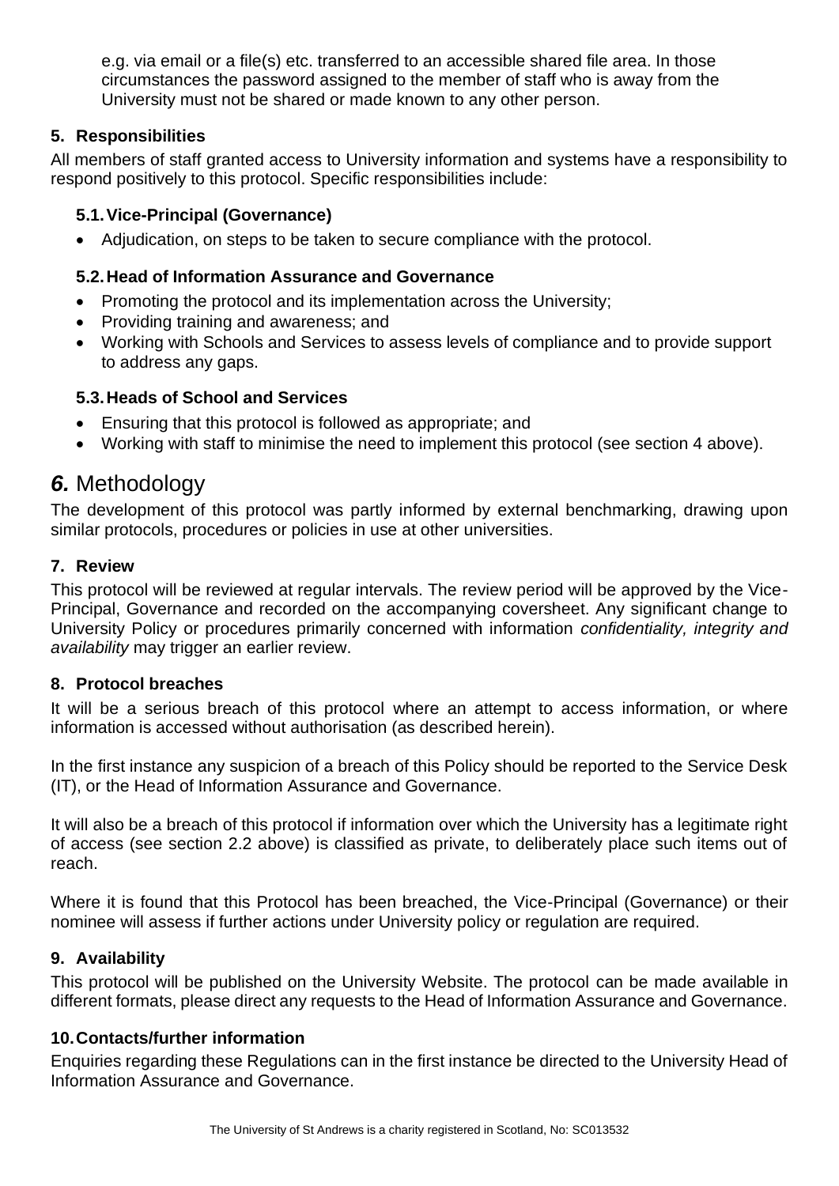e.g. via email or a file(s) etc. transferred to an accessible shared file area. In those circumstances the password assigned to the member of staff who is away from the University must not be shared or made known to any other person.

## 5. Responsibilities

All members of staff granted access to University information and systems have a responsibility to respond positively to this protocol. Specific responsibilities include:

### 5.1. Vice-Principal (Governance)

- Adjudication, on steps to be taken to secure compliance with the protocol.

### 5.2. Head of Information Assurance and Governance

- Promoting the protocol and its implementation across the University;
- Providing training and awareness; and
- Working with Schools and Services to assess levels of compliance and to provide support to address any gaps.

### 5.3. Heads of School and Services

- Ensuring that this protocol is followed as appropriate; and
- Working with staff to minimise the need to implement this protocol (see section 4 above).

# ***6.*** Methodology

The development of this protocol was partly informed by external benchmarking, drawing upon similar protocols, procedures or policies in use at other universities.

## 7. Review

This protocol will be reviewed at regular intervals. The review period will be approved by the Vice-Principal, Governance and recorded on the accompanying coversheet. Any significant change to University Policy or procedures primarily concerned with information *confidentiality, integrity and availability* may trigger an earlier review.

## 8. Protocol breaches

It will be a serious breach of this protocol where an attempt to access information, or where information is accessed without authorisation (as described herein).

In the first instance any suspicion of a breach of this Policy should be reported to the Service Desk (IT), or the Head of Information Assurance and Governance.

It will also be a breach of this protocol if information over which the University has a legitimate right of access (see section 2.2 above) is classified as private, to deliberately place such items out of reach.

Where it is found that this Protocol has been breached, the Vice-Principal (Governance) or their nominee will assess if further actions under University policy or regulation are required.

## 9. Availability

This protocol will be published on the University Website. The protocol can be made available in different formats, please direct any requests to the Head of Information Assurance and Governance.

## 10. Contacts/further information

Enquiries regarding these Regulations can in the first instance be directed to the University Head of Information Assurance and Governance.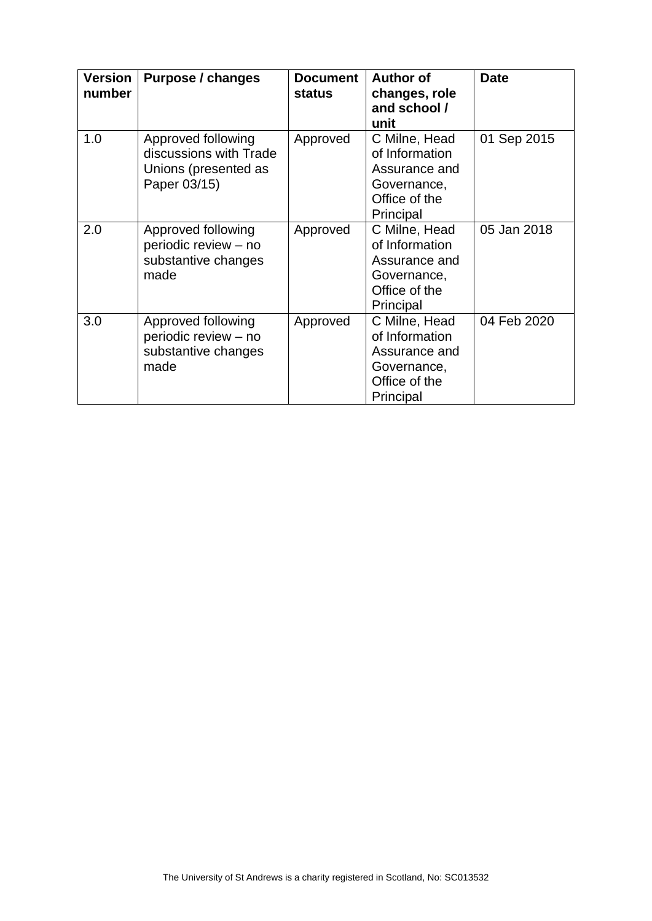| Version number | Purpose / changes | Document status | Author of changes, role and school / unit | Date |
|---|---|---|---|---|
| 1.0 | Approved following discussions with Trade Unions (presented as Paper 03/15) | Approved | C Milne, Head of Information Assurance and Governance, Office of the Principal | 01 Sep 2015 |
| 2.0 | Approved following periodic review – no substantive changes made | Approved | C Milne, Head of Information Assurance and Governance, Office of the Principal | 05 Jan 2018 |
| 3.0 | Approved following periodic review – no substantive changes made | Approved | C Milne, Head of Information Assurance and Governance, Office of the Principal | 04 Feb 2020 |